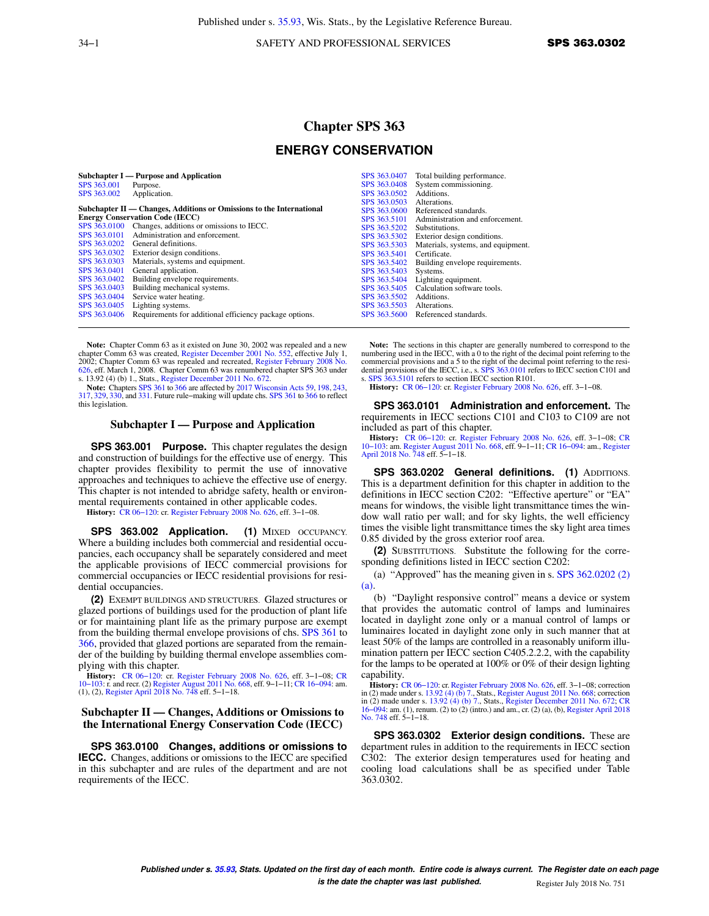# Chapter SPS 363

## ENERGY CONSERVATION

**Subchapter I — Purpose and Application**

| | |
|---|---|
| SPS 363.001 | Purpose. |
| SPS 363.002 | Application. |

**Subchapter II — Changes, Additions or Omissions to the International Energy Conservation Code (IECC)**

| | |
|---|---|
| SPS 363.0100 | Changes, additions or omissions to IECC. |
| SPS 363.0101 | Administration and enforcement. |
| SPS 363.0202 | General definitions. |
| SPS 363.0302 | Exterior design conditions. |
| SPS 363.0303 | Materials, systems and equipment. |
| SPS 363.0401 | General application. |
| SPS 363.0402 | Building envelope requirements. |
| SPS 363.0403 | Building mechanical systems. |
| SPS 363.0404 | Service water heating. |
| SPS 363.0405 | Lighting systems. |
| SPS 363.0406 | Requirements for additional efficiency package options. |
| SPS 363.0407 | Total building performance. |
| SPS 363.0408 | System commissioning. |
| SPS 363.0502 | Additions. |
| SPS 363.0503 | Alterations. |
| SPS 363.0600 | Referenced standards. |
| SPS 363.5101 | Administration and enforcement. |
| SPS 363.5202 | Substitutions. |
| SPS 363.5302 | Exterior design conditions. |
| SPS 363.5303 | Materials, systems, and equipment. |
| SPS 363.5401 | Certificate. |
| SPS 363.5402 | Building envelope requirements. |
| SPS 363.5403 | Systems. |
| SPS 363.5404 | Lighting equipment. |
| SPS 363.5405 | Calculation software tools. |
| SPS 363.5502 | Additions. |
| SPS 363.5503 | Alterations. |
| SPS 363.5600 | Referenced standards. |

**Note:** Chapter Comm 63 as it existed on June 30, 2002 was repealed and a new chapter Comm 63 was created, Register December 2001 No. 552, effective July 1, 2002; Chapter Comm 63 was repealed and recreated, Register February 2008 No. 626, eff. March 1, 2008. Chapter Comm 63 was renumbered chapter SPS 363 under s. 13.92 (4) (b) 1., Stats., Register December 2011 No. 672.

**Note:** Chapters SPS 361 to 366 are affected by 2017 Wisconsin Acts 59, 198, 243, 317, 329, 330, and 331. Future rule−making will update chs. SPS 361 to 366 to reflect this legislation.

### Subchapter I — Purpose and Application

**SPS 363.001 Purpose.** This chapter regulates the design and construction of buildings for the effective use of energy. This chapter provides flexibility to permit the use of innovative approaches and techniques to achieve the effective use of energy. This chapter is not intended to abridge safety, health or environmental requirements contained in other applicable codes.

**History:** CR 06−120: cr. Register February 2008 No. 626, eff. 3−1−08.

**SPS 363.002 Application. (1)** MIXED OCCUPANCY. Where a building includes both commercial and residential occupancies, each occupancy shall be separately considered and meet the applicable provisions of IECC commercial provisions for commercial occupancies or IECC residential provisions for residential occupancies.

**(2)** EXEMPT BUILDINGS AND STRUCTURES. Glazed structures or glazed portions of buildings used for the production of plant life or for maintaining plant life as the primary purpose are exempt from the building thermal envelope provisions of chs. SPS 361 to 366, provided that glazed portions are separated from the remainder of the building by building thermal envelope assemblies complying with this chapter.

**History:** CR 06−120: cr. Register February 2008 No. 626, eff. 3−1−08; CR 10−103: r. and recr. (2) Register August 2011 No. 668, eff. 9−1−11; CR 16−094: am. (1), (2), Register April 2018 No. 748 eff. 5−1−18.

### Subchapter II — Changes, Additions or Omissions to the International Energy Conservation Code (IECC)

**SPS 363.0100 Changes, additions or omissions to IECC.** Changes, additions or omissions to the IECC are specified in this subchapter and are rules of the department and are not requirements of the IECC.

**Note:** The sections in this chapter are generally numbered to correspond to the numbering used in the IECC, with a 0 to the right of the decimal point referring to the commercial provisions and a 5 to the right of the decimal point referring to the residential provisions of the IECC, i.e., s. SPS 363.0101 refers to IECC section C101 and s. SPS 363.5101 refers to section IECC section R101.

**History:** CR 06−120: cr. Register February 2008 No. 626, eff. 3−1−08.

**SPS 363.0101 Administration and enforcement.** The requirements in IECC sections C101 and C103 to C109 are not included as part of this chapter.

**History:** CR 06−120: cr. Register February 2008 No. 626, eff. 3−1−08; CR 10−103: am. Register August 2011 No. 668, eff. 9−1−11; CR 16−094: am., Register April 2018 No. 748 eff. 5−1−18.

**SPS 363.0202 General definitions. (1)** ADDITIONS. This is a department definition for this chapter in addition to the definitions in IECC section C202: "Effective aperture" or "EA" means for windows, the visible light transmittance times the window wall ratio per wall; and for sky lights, the well efficiency times the visible light transmittance times the sky light area times 0.85 divided by the gross exterior roof area.

**(2)** SUBSTITUTIONS. Substitute the following for the corresponding definitions listed in IECC section C202:

(a) "Approved" has the meaning given in s. SPS 362.0202 (2) (a).

(b) "Daylight responsive control" means a device or system that provides the automatic control of lamps and luminaires located in daylight zone only or a manual control of lamps or luminaires located in daylight zone only in such manner that at least 50% of the lamps are controlled in a reasonably uniform illumination pattern per IECC section C405.2.2.2, with the capability for the lamps to be operated at 100% or 0% of their design lighting capability.

**History:** CR 06−120: cr. Register February 2008 No. 626, eff. 3−1−08; correction in (2) made under s. 13.92 (4) (b) 7., Stats., Register August 2011 No. 668; correction in (2) made under s. 13.92 (4) (b) 7., Stats., Register December 2011 No. 672; CR 16−094: am. (1), renum. (2) to (2) (intro.) and am., cr. (2) (a), (b), Register April 2018 No. 748 eff. 5−1−18.

**SPS 363.0302 Exterior design conditions.** These are department rules in addition to the requirements in IECC section C302: The exterior design temperatures used for heating and cooling load calculations shall be as specified under Table 363.0302.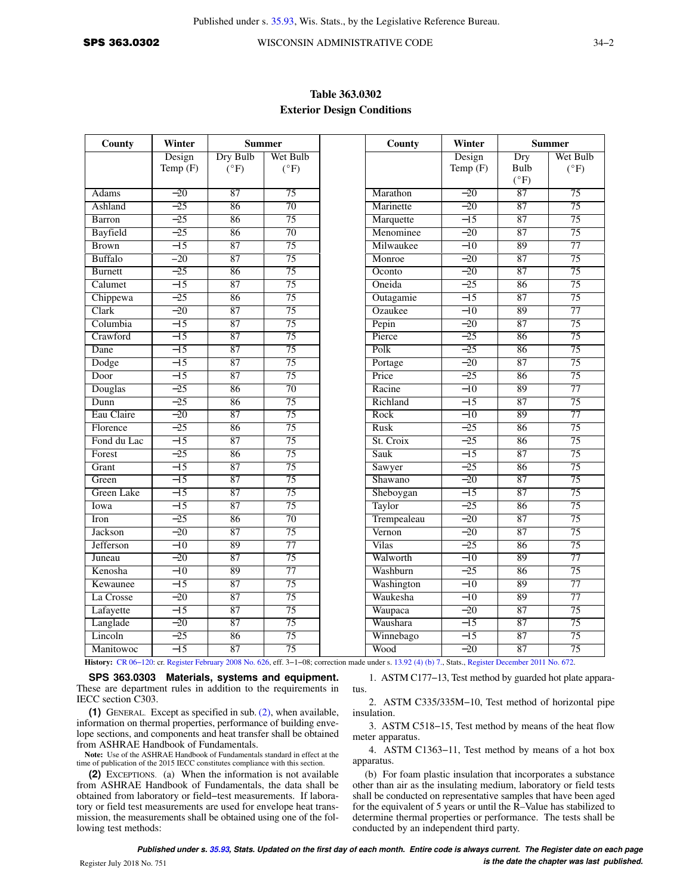**Table 363.0302**
**Exterior Design Conditions**

| County | Winter | Summer | | | County | Winter | Summer | |
|---|---|---|---|---|---|---|---|---|
| | Design Temp (F) | Dry Bulb (°F) | Wet Bulb (°F) | | | Design Temp (F) | Dry Bulb (°F) | Wet Bulb (°F) |
| Adams | –20 | 87 | 75 | | Marathon | –20 | 87 | 75 |
| Ashland | –25 | 86 | 70 | | Marinette | –20 | 87 | 75 |
| Barron | –25 | 86 | 75 | | Marquette | –15 | 87 | 75 |
| Bayfield | –25 | 86 | 70 | | Menominee | –20 | 87 | 75 |
| Brown | –15 | 87 | 75 | | Milwaukee | –10 | 89 | 77 |
| Buffalo | –20 | 87 | 75 | | Monroe | –20 | 87 | 75 |
| Burnett | –25 | 86 | 75 | | Oconto | –20 | 87 | 75 |
| Calumet | –15 | 87 | 75 | | Oneida | –25 | 86 | 75 |
| Chippewa | –25 | 86 | 75 | | Outagamie | –15 | 87 | 75 |
| Clark | –20 | 87 | 75 | | Ozaukee | –10 | 89 | 77 |
| Columbia | –15 | 87 | 75 | | Pepin | –20 | 87 | 75 |
| Crawford | –15 | 87 | 75 | | Pierce | –25 | 86 | 75 |
| Dane | –15 | 87 | 75 | | Polk | –25 | 86 | 75 |
| Dodge | –15 | 87 | 75 | | Portage | –20 | 87 | 75 |
| Door | –15 | 87 | 75 | | Price | –25 | 86 | 75 |
| Douglas | –25 | 86 | 70 | | Racine | –10 | 89 | 77 |
| Dunn | –25 | 86 | 75 | | Richland | –15 | 87 | 75 |
| Eau Claire | –20 | 87 | 75 | | Rock | –10 | 89 | 77 |
| Florence | –25 | 86 | 75 | | Rusk | –25 | 86 | 75 |
| Fond du Lac | –15 | 87 | 75 | | St. Croix | –25 | 86 | 75 |
| Forest | –25 | 86 | 75 | | Sauk | –15 | 87 | 75 |
| Grant | –15 | 87 | 75 | | Sawyer | –25 | 86 | 75 |
| Green | –15 | 87 | 75 | | Shawano | –20 | 87 | 75 |
| Green Lake | –15 | 87 | 75 | | Sheboygan | –15 | 87 | 75 |
| Iowa | –15 | 87 | 75 | | Taylor | –25 | 86 | 75 |
| Iron | –25 | 86 | 70 | | Trempealeau | –20 | 87 | 75 |
| Jackson | –20 | 87 | 75 | | Vernon | –20 | 87 | 75 |
| Jefferson | –10 | 89 | 77 | | Vilas | –25 | 86 | 75 |
| Juneau | –20 | 87 | 75 | | Walworth | –10 | 89 | 77 |
| Kenosha | –10 | 89 | 77 | | Washburn | –25 | 86 | 75 |
| Kewaunee | –15 | 87 | 75 | | Washington | –10 | 89 | 77 |
| La Crosse | –20 | 87 | 75 | | Waukesha | –10 | 89 | 77 |
| Lafayette | –15 | 87 | 75 | | Waupaca | –20 | 87 | 75 |
| Langlade | –20 | 87 | 75 | | Waushara | –15 | 87 | 75 |
| Lincoln | –25 | 86 | 75 | | Winnebago | –15 | 87 | 75 |
| Manitowoc | –15 | 87 | 75 | | Wood | –20 | 87 | 75 |

**History:** CR 06–120: cr. Register February 2008 No. 626, eff. 3–1–08; correction made under s. 13.92 (4) (b) 7., Stats., Register December 2011 No. 672.

**SPS 363.0303 Materials, systems and equipment.** These are department rules in addition to the requirements in IECC section C303.

**(1)** GENERAL. Except as specified in sub. (2), when available, information on thermal properties, performance of building envelope sections, and components and heat transfer shall be obtained from ASHRAE Handbook of Fundamentals.

**Note:** Use of the ASHRAE Handbook of Fundamentals standard in effect at the time of publication of the 2015 IECC constitutes compliance with this section.

**(2)** EXCEPTIONS. (a) When the information is not available from ASHRAE Handbook of Fundamentals, the data shall be obtained from laboratory or field–test measurements. If laboratory or field test measurements are used for envelope heat transmission, the measurements shall be obtained using one of the following test methods:

1. ASTM C177–13, Test method by guarded hot plate apparatus.

2. ASTM C335/335M–10, Test method of horizontal pipe insulation.

3. ASTM C518–15, Test method by means of the heat flow meter apparatus.

4. ASTM C1363–11, Test method by means of a hot box apparatus.

(b) For foam plastic insulation that incorporates a substance other than air as the insulating medium, laboratory or field tests shall be conducted on representative samples that have been aged for the equivalent of 5 years or until the R–Value has stabilized to determine thermal properties or performance. The tests shall be conducted by an independent third party.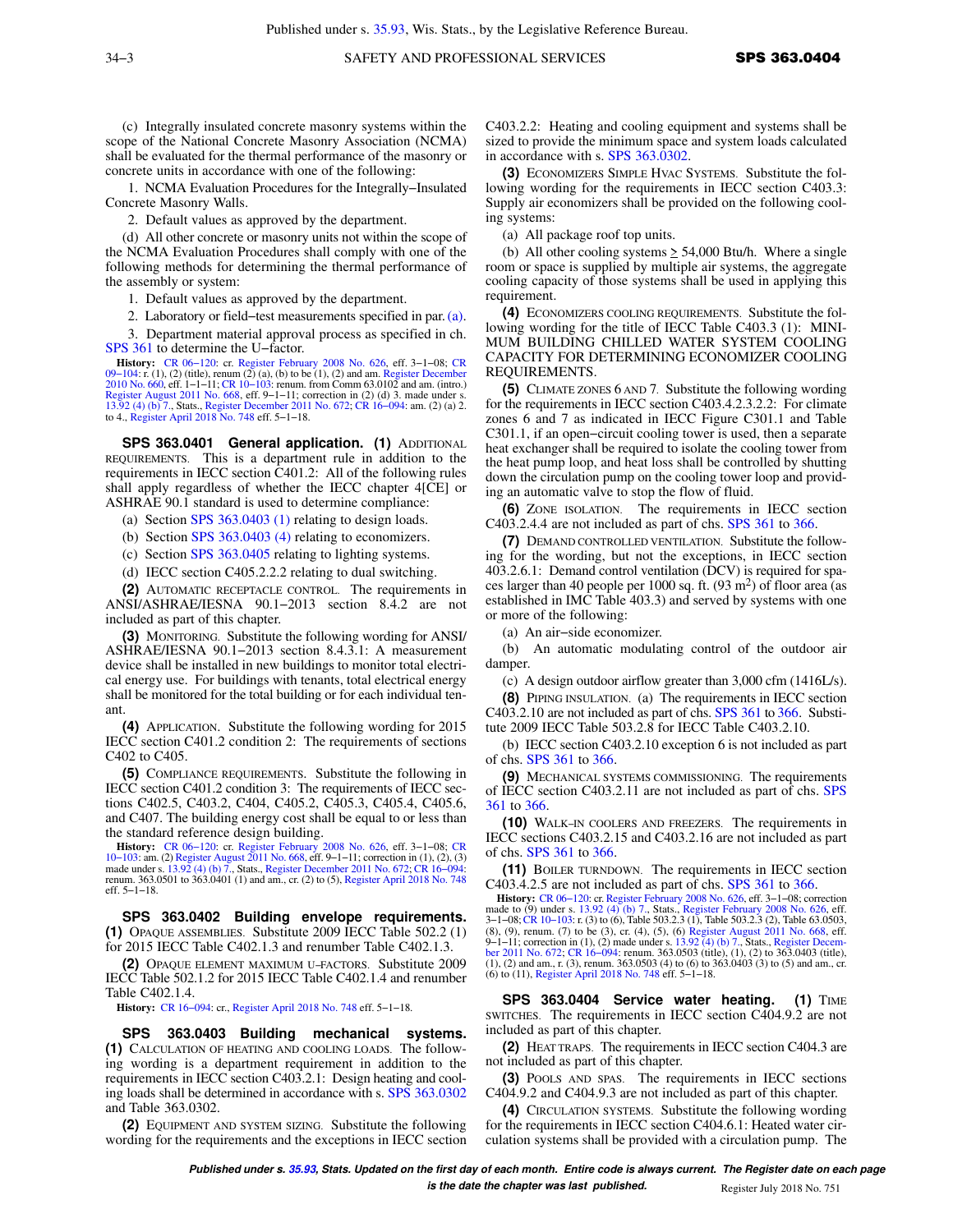(c) Integrally insulated concrete masonry systems within the scope of the National Concrete Masonry Association (NCMA) shall be evaluated for the thermal performance of the masonry or concrete units in accordance with one of the following:

1. NCMA Evaluation Procedures for the Integrally−Insulated Concrete Masonry Walls.

2. Default values as approved by the department.

(d) All other concrete or masonry units not within the scope of the NCMA Evaluation Procedures shall comply with one of the following methods for determining the thermal performance of the assembly or system:

1. Default values as approved by the department.

2. Laboratory or field−test measurements specified in par. (a).

3. Department material approval process as specified in ch. SPS 361 to determine the U−factor.

**History:** CR 06−120: cr. Register February 2008 No. 626, eff. 3−1−08; CR 09−104: r. (1), (2) (title), renum (2) (a), (b) to be (1), (2) and am. Register December 2010 No. 660, eff. 1−1−11; CR 10−103: renum. from Comm 63.0102 and am. (intro.) Register August 2011 No. 668, eff. 9−1−11; correction in (2) (d) 3. made under s. 13.92 (4) (b) 7., Stats., Register December 2011 No. 672; CR 16−094: am. (2) (a) 2. to 4., Register April 2018 No. 748 eff. 5−1−18.

**SPS 363.0401 General application. (1)** ADDITIONAL REQUIREMENTS. This is a department rule in addition to the requirements in IECC section C401.2: All of the following rules shall apply regardless of whether the IECC chapter 4[CE] or ASHRAE 90.1 standard is used to determine compliance:

(a) Section SPS 363.0403 (1) relating to design loads.

(b) Section SPS 363.0403 (4) relating to economizers.

(c) Section SPS 363.0405 relating to lighting systems.

(d) IECC section C405.2.2.2 relating to dual switching.

**(2)** AUTOMATIC RECEPTACLE CONTROL. The requirements in ANSI/ASHRAE/IESNA 90.1−2013 section 8.4.2 are not included as part of this chapter.

**(3)** MONITORING. Substitute the following wording for ANSI/ASHRAE/IESNA 90.1−2013 section 8.4.3.1: A measurement device shall be installed in new buildings to monitor total electrical energy use. For buildings with tenants, total electrical energy shall be monitored for the total building or for each individual tenant.

**(4)** APPLICATION. Substitute the following wording for 2015 IECC section C401.2 condition 2: The requirements of sections C402 to C405.

**(5)** COMPLIANCE REQUIREMENTS. Substitute the following in IECC section C401.2 condition 3: The requirements of IECC sections C402.5, C403.2, C404, C405.2, C405.3, C405.4, C405.6, and C407. The building energy cost shall be equal to or less than the standard reference design building.

**History:** CR 06−120: cr. Register February 2008 No. 626, eff. 3−1−08; CR 10−103: am. (2) Register August 2011 No. 668, eff. 9−1−11; correction in (1), (2), (3) made under s. 13.92 (4) (b) 7., Stats., Register December 2011 No. 672; CR 16−094: renum. 363.0501 to 363.0401 (1) and am., cr. (2) to (5), Register April 2018 No. 748 eff. 5−1−18.

**SPS 363.0402 Building envelope requirements. (1)** OPAQUE ASSEMBLIES. Substitute 2009 IECC Table 502.2 (1) for 2015 IECC Table C402.1.3 and renumber Table C402.1.3.

**(2)** OPAQUE ELEMENT MAXIMUM U−FACTORS. Substitute 2009 IECC Table 502.1.2 for 2015 IECC Table C402.1.4 and renumber Table C402.1.4.

**History:** CR 16−094: cr., Register April 2018 No. 748 eff. 5−1−18.

**SPS 363.0403 Building mechanical systems. (1)** CALCULATION OF HEATING AND COOLING LOADS. The following wording is a department requirement in addition to the requirements in IECC section C403.2.1: Design heating and cooling loads shall be determined in accordance with s. SPS 363.0302 and Table 363.0302.

**(2)** EQUIPMENT AND SYSTEM SIZING. Substitute the following wording for the requirements and the exceptions in IECC section C403.2.2: Heating and cooling equipment and systems shall be sized to provide the minimum space and system loads calculated in accordance with s. SPS 363.0302.

**(3)** ECONOMIZERS SIMPLE HVAC SYSTEMS. Substitute the following wording for the requirements in IECC section C403.3: Supply air economizers shall be provided on the following cooling systems:

(a) All package roof top units.

(b) All other cooling systems ≥ 54,000 Btu/h. Where a single room or space is supplied by multiple air systems, the aggregate cooling capacity of those systems shall be used in applying this requirement.

**(4)** ECONOMIZERS COOLING REQUIREMENTS. Substitute the following wording for the title of IECC Table C403.3 (1): MINIMUM BUILDING CHILLED WATER SYSTEM COOLING CAPACITY FOR DETERMINING ECONOMIZER COOLING REQUIREMENTS.

**(5)** CLIMATE ZONES 6 AND 7. Substitute the following wording for the requirements in IECC section C403.4.2.3.2.2: For climate zones 6 and 7 as indicated in IECC Figure C301.1 and Table C301.1, if an open−circuit cooling tower is used, then a separate heat exchanger shall be required to isolate the cooling tower from the heat pump loop, and heat loss shall be controlled by shutting down the circulation pump on the cooling tower loop and providing an automatic valve to stop the flow of fluid.

**(6)** ZONE ISOLATION. The requirements in IECC section C403.2.4.4 are not included as part of chs. SPS 361 to 366.

**(7)** DEMAND CONTROLLED VENTILATION. Substitute the following for the wording, but not the exceptions, in IECC section 403.2.6.1: Demand control ventilation (DCV) is required for spaces larger than 40 people per 1000 sq. ft. (93 $m^2$) of floor area (as established in IMC Table 403.3) and served by systems with one or more of the following:

(a) An air−side economizer.

(b) An automatic modulating control of the outdoor air damper.

(c) A design outdoor airflow greater than 3,000 cfm (1416L/s).

**(8)** PIPING INSULATION. (a) The requirements in IECC section C403.2.10 are not included as part of chs. SPS 361 to 366. Substitute 2009 IECC Table 503.2.8 for IECC Table C403.2.10.

(b) IECC section C403.2.10 exception 6 is not included as part of chs. SPS 361 to 366.

**(9)** MECHANICAL SYSTEMS COMMISSIONING. The requirements of IECC section C403.2.11 are not included as part of chs. SPS 361 to 366.

**(10)** WALK−IN COOLERS AND FREEZERS. The requirements in IECC sections C403.2.15 and C403.2.16 are not included as part of chs. SPS 361 to 366.

**(11)** BOILER TURNDOWN. The requirements in IECC section C403.4.2.5 are not included as part of chs. SPS 361 to 366.

**History:** CR 06−120: cr. Register February 2008 No. 626, eff. 3−1−08; correction made to (9) under s. 13.92 (4) (b) 7., Stats., Register February 2008 No. 626, eff. 3−1−08; CR 10−103: r. (3) to (6), Table 503.2.3 (1), Table 503.2.3 (2), Table 63.0503, (8), (9), renum. (7) to be (3), cr. (4), (5), (6) Register August 2011 No. 668, eff. 9−1−11; correction in (1), (2) made under s. 13.92 (4) (b) 7., Stats., Register December 2011 No. 672; CR 16−094: renum. 363.0503 (title), (1), (2) to 363.0403 (title), (1), (2) and am., r. (3), renum. 363.0503 (4) to (6) to 363.0403 (3) to (5) and am., cr. (6) to (11), Register April 2018 No. 748 eff. 5−1−18.

**SPS 363.0404 Service water heating. (1)** TIME SWITCHES. The requirements in IECC section C404.9.2 are not included as part of this chapter.

**(2)** HEAT TRAPS. The requirements in IECC section C404.3 are not included as part of this chapter.

**(3)** POOLS AND SPAS. The requirements in IECC sections C404.9.2 and C404.9.3 are not included as part of this chapter.

**(4)** CIRCULATION SYSTEMS. Substitute the following wording for the requirements in IECC section C404.6.1: Heated water circulation systems shall be provided with a circulation pump. The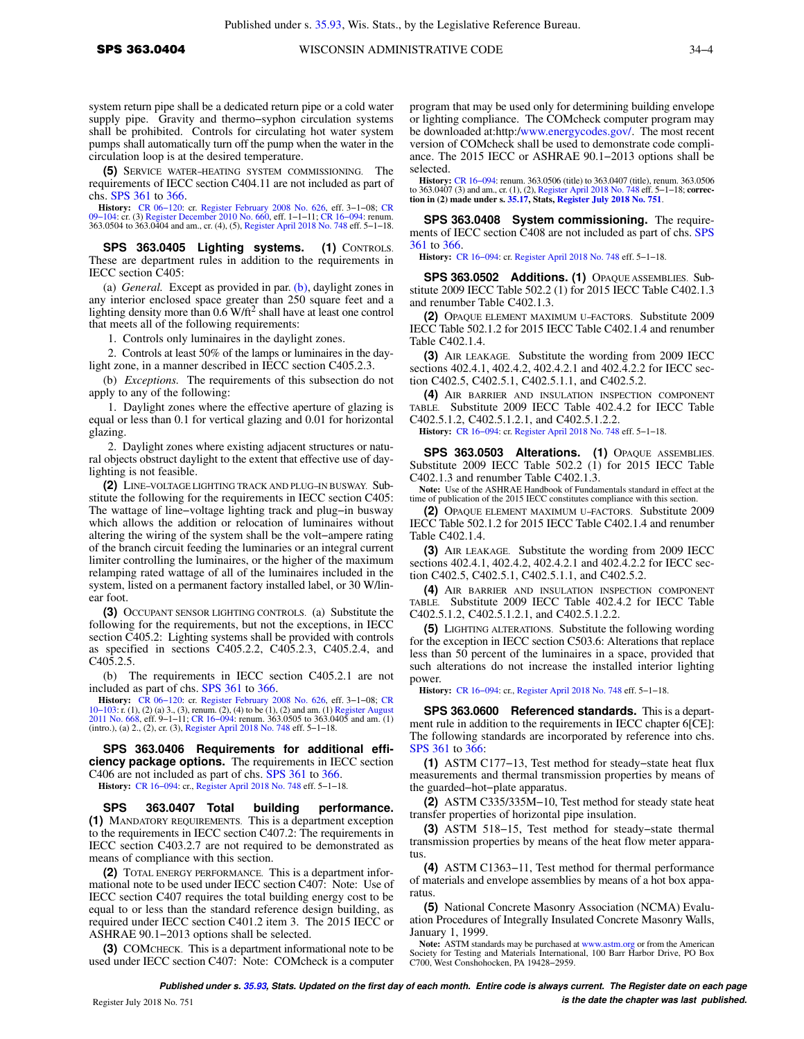system return pipe shall be a dedicated return pipe or a cold water supply pipe. Gravity and thermo−syphon circulation systems shall be prohibited. Controls for circulating hot water system pumps shall automatically turn off the pump when the water in the circulation loop is at the desired temperature.

**(5)** SERVICE WATER−HEATING SYSTEM COMMISSIONING. The requirements of IECC section C404.11 are not included as part of chs. SPS 361 to 366.

**History:** CR 06−120: cr. Register February 2008 No. 626, eff. 3−1−08; CR 09−104: cr. (3) Register December 2010 No. 660, eff. 1−1−11; CR 16−094: renum. 363.0504 to 363.0404 and am., cr. (4), (5), Register April 2018 No. 748 eff. 5−1−18.

**SPS 363.0405 Lighting systems.** **(1)** CONTROLS. These are department rules in addition to the requirements in IECC section C405:

(a) *General.* Except as provided in par. (b), daylight zones in any interior enclosed space greater than 250 square feet and a lighting density more than 0.6 W/ft$^2$ shall have at least one control that meets all of the following requirements:

1. Controls only luminaires in the daylight zones.

2. Controls at least 50% of the lamps or luminaires in the daylight zone, in a manner described in IECC section C405.2.3.

(b) *Exceptions.* The requirements of this subsection do not apply to any of the following:

1. Daylight zones where the effective aperture of glazing is equal or less than 0.1 for vertical glazing and 0.01 for horizontal glazing.

2. Daylight zones where existing adjacent structures or natural objects obstruct daylight to the extent that effective use of daylighting is not feasible.

**(2)** LINE−VOLTAGE LIGHTING TRACK AND PLUG−IN BUSWAY. Substitute the following for the requirements in IECC section C405: The wattage of line−voltage lighting track and plug−in busway which allows the addition or relocation of luminaires without altering the wiring of the system shall be the volt−ampere rating of the branch circuit feeding the luminaries or an integral current limiter controlling the luminaires, or the higher of the maximum relamping rated wattage of all of the luminaires included in the system, listed on a permanent factory installed label, or 30 W/linear foot.

**(3)** OCCUPANT SENSOR LIGHTING CONTROLS. (a) Substitute the following for the requirements, but not the exceptions, in IECC section C405.2: Lighting systems shall be provided with controls as specified in sections C405.2.2, C405.2.3, C405.2.4, and C405.2.5.

(b) The requirements in IECC section C405.2.1 are not included as part of chs. SPS 361 to 366.

**History:** CR 06−120: cr. Register February 2008 No. 626, eff. 3−1−08; CR 10−103: r. (1), (2) (a) 3., (3), renum. (2), (4) to be (1), (2) and am. (1) Register August 2011 No. 668, eff. 9−1−11; CR 16−094: renum. 363.0505 to 363.0405 and am. (1) (intro.), (a) 2., (2), cr. (3), Register April 2018 No. 748 eff. 5−1−18.

**SPS 363.0406 Requirements for additional efficiency package options.** The requirements in IECC section C406 are not included as part of chs. SPS 361 to 366.

**History:** CR 16−094: cr., Register April 2018 No. 748 eff. 5−1−18.

**SPS 363.0407 Total building performance.** **(1)** MANDATORY REQUIREMENTS. This is a department exception to the requirements in IECC section C407.2: The requirements in IECC section C403.2.7 are not required to be demonstrated as means of compliance with this section.

**(2)** TOTAL ENERGY PERFORMANCE. This is a department informational note to be used under IECC section C407: Note: Use of IECC section C407 requires the total building energy cost to be equal to or less than the standard reference design building, as required under IECC section C401.2 item 3. The 2015 IECC or ASHRAE 90.1−2013 options shall be selected.

**(3)** COMCHECK. This is a department informational note to be used under IECC section C407: Note: COMcheck is a computer program that may be used only for determining building envelope or lighting compliance. The COMcheck computer program may be downloaded at:http:/www.energycodes.gov/. The most recent version of COMcheck shall be used to demonstrate code compliance. The 2015 IECC or ASHRAE 90.1−2013 options shall be selected.

**History:** CR 16−094: renum. 363.0506 (title) to 363.0407 (title), renum. 363.0506 to 363.0407 (3) and am., cr. (1), (2), Register April 2018 No. 748 eff. 5−1−18; **correction in (2) made under s. 35.17, Stats, Register July 2018 No. 751**.

**SPS 363.0408 System commissioning.** The requirements of IECC section C408 are not included as part of chs. SPS 361 to 366.

**History:** CR 16−094: cr. Register April 2018 No. 748 eff. 5−1−18.

**SPS 363.0502 Additions.** **(1)** OPAQUE ASSEMBLIES. Substitute 2009 IECC Table 502.2 (1) for 2015 IECC Table C402.1.3 and renumber Table C402.1.3.

**(2)** OPAQUE ELEMENT MAXIMUM U−FACTORS. Substitute 2009 IECC Table 502.1.2 for 2015 IECC Table C402.1.4 and renumber Table C402.1.4.

**(3)** AIR LEAKAGE. Substitute the wording from 2009 IECC sections 402.4.1, 402.4.2, 402.4.2.1 and 402.4.2.2 for IECC section C402.5, C402.5.1, C402.5.1.1, and C402.5.2.

**(4)** AIR BARRIER AND INSULATION INSPECTION COMPONENT TABLE. Substitute 2009 IECC Table 402.4.2 for IECC Table C402.5.1.2, C402.5.1.2.1, and C402.5.1.2.2.

**History:** CR 16−094: cr. Register April 2018 No. 748 eff. 5−1−18.

**SPS 363.0503 Alterations.** **(1)** OPAQUE ASSEMBLIES. Substitute 2009 IECC Table 502.2 (1) for 2015 IECC Table C402.1.3 and renumber Table C402.1.3.

**Note:** Use of the ASHRAE Handbook of Fundamentals standard in effect at the time of publication of the 2015 IECC constitutes compliance with this section.

**(2)** OPAQUE ELEMENT MAXIMUM U−FACTORS. Substitute 2009 IECC Table 502.1.2 for 2015 IECC Table C402.1.4 and renumber Table C402.1.4.

**(3)** AIR LEAKAGE. Substitute the wording from 2009 IECC sections 402.4.1, 402.4.2, 402.4.2.1 and 402.4.2.2 for IECC section C402.5, C402.5.1, C402.5.1.1, and C402.5.2.

**(4)** AIR BARRIER AND INSULATION INSPECTION COMPONENT TABLE. Substitute 2009 IECC Table 402.4.2 for IECC Table C402.5.1.2, C402.5.1.2.1, and C402.5.1.2.2.

**(5)** LIGHTING ALTERATIONS. Substitute the following wording for the exception in IECC section C503.6: Alterations that replace less than 50 percent of the luminaires in a space, provided that such alterations do not increase the installed interior lighting power.

**History:** CR 16−094: cr., Register April 2018 No. 748 eff. 5−1−18.

**SPS 363.0600 Referenced standards.** This is a department rule in addition to the requirements in IECC chapter 6[CE]: The following standards are incorporated by reference into chs. SPS 361 to 366:

**(1)** ASTM C177−13, Test method for steady−state heat flux measurements and thermal transmission properties by means of the guarded−hot−plate apparatus.

**(2)** ASTM C335/335M−10, Test method for steady state heat transfer properties of horizontal pipe insulation.

**(3)** ASTM 518−15, Test method for steady−state thermal transmission properties by means of the heat flow meter apparatus.

**(4)** ASTM C1363−11, Test method for thermal performance of materials and envelope assemblies by means of a hot box apparatus.

**(5)** National Concrete Masonry Association (NCMA) Evaluation Procedures of Integrally Insulated Concrete Masonry Walls, January 1, 1999.

**Note:** ASTM standards may be purchased at www.astm.org or from the American Society for Testing and Materials International, 100 Barr Harbor Drive, PO Box C700, West Conshohocken, PA 19428−2959.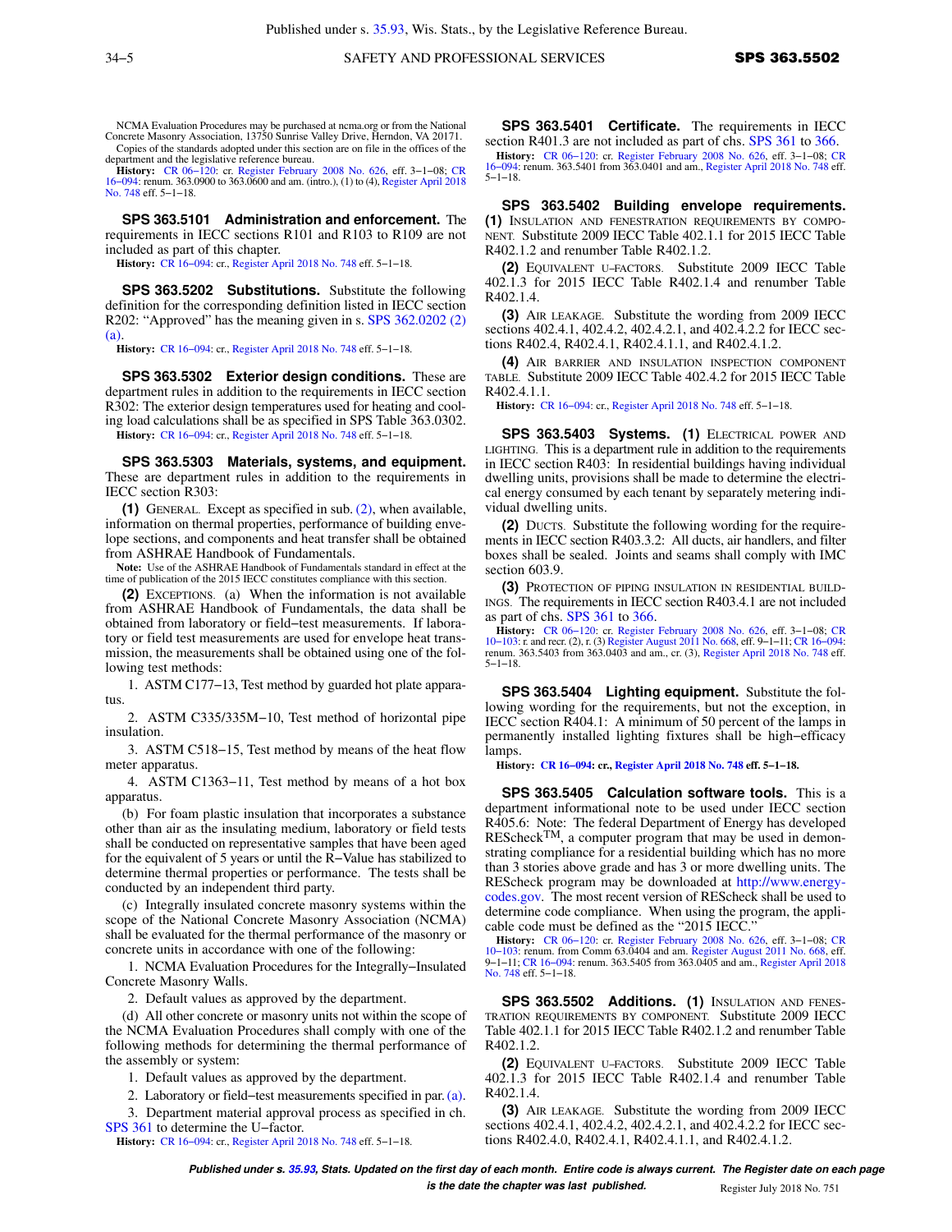NCMA Evaluation Procedures may be purchased at ncma.org or from the National Concrete Masonry Association, 13750 Sunrise Valley Drive, Herndon, VA 20171.

Copies of the standards adopted under this section are on file in the offices of the department and the legislative reference bureau.

**History:** CR 06–120: cr. Register February 2008 No. 626, eff. 3–1–08; CR 16–094: renum. 363.0900 to 363.0600 and am. (intro.), (1) to (4), Register April 2018 No. 748 eff. 5–1–18.

**SPS 363.5101 Administration and enforcement.** The requirements in IECC sections R101 and R103 to R109 are not included as part of this chapter.

**History:** CR 16–094: cr., Register April 2018 No. 748 eff. 5–1–18.

**SPS 363.5202 Substitutions.** Substitute the following definition for the corresponding definition listed in IECC section R202: "Approved" has the meaning given in s. SPS 362.0202 (2) (a).

**History:** CR 16–094: cr., Register April 2018 No. 748 eff. 5–1–18.

**SPS 363.5302 Exterior design conditions.** These are department rules in addition to the requirements in IECC section R302: The exterior design temperatures used for heating and cooling load calculations shall be as specified in SPS Table 363.0302.

**History:** CR 16–094: cr., Register April 2018 No. 748 eff. 5–1–18.

**SPS 363.5303 Materials, systems, and equipment.** These are department rules in addition to the requirements in IECC section R303:

**(1)** GENERAL. Except as specified in sub. (2), when available, information on thermal properties, performance of building envelope sections, and components and heat transfer shall be obtained from ASHRAE Handbook of Fundamentals.

**Note:** Use of the ASHRAE Handbook of Fundamentals standard in effect at the time of publication of the 2015 IECC constitutes compliance with this section.

**(2)** EXCEPTIONS. (a) When the information is not available from ASHRAE Handbook of Fundamentals, the data shall be obtained from laboratory or field–test measurements. If laboratory or field test measurements are used for envelope heat transmission, the measurements shall be obtained using one of the following test methods:

1. ASTM C177–13, Test method by guarded hot plate apparatus.

2. ASTM C335/335M–10, Test method of horizontal pipe insulation.

3. ASTM C518–15, Test method by means of the heat flow meter apparatus.

4. ASTM C1363–11, Test method by means of a hot box apparatus.

(b) For foam plastic insulation that incorporates a substance other than air as the insulating medium, laboratory or field tests shall be conducted on representative samples that have been aged for the equivalent of 5 years or until the R–Value has stabilized to determine thermal properties or performance. The tests shall be conducted by an independent third party.

(c) Integrally insulated concrete masonry systems within the scope of the National Concrete Masonry Association (NCMA) shall be evaluated for the thermal performance of the masonry or concrete units in accordance with one of the following:

1. NCMA Evaluation Procedures for the Integrally–Insulated Concrete Masonry Walls.

2. Default values as approved by the department.

(d) All other concrete or masonry units not within the scope of the NCMA Evaluation Procedures shall comply with one of the following methods for determining the thermal performance of the assembly or system:

1. Default values as approved by the department.

2. Laboratory or field–test measurements specified in par. (a).

3. Department material approval process as specified in ch. SPS 361 to determine the U–factor.

**History:** CR 16–094: cr., Register April 2018 No. 748 eff. 5–1–18.

**SPS 363.5401 Certificate.** The requirements in IECC section R401.3 are not included as part of chs. SPS 361 to 366.

**History:** CR 06–120: cr. Register February 2008 No. 626, eff. 3–1–08; CR 16–094: renum. 363.5401 from 363.0401 and am., Register April 2018 No. 748 eff. 5–1–18.

**SPS 363.5402 Building envelope requirements.** **(1)** INSULATION AND FENESTRATION REQUIREMENTS BY COMPONENT. Substitute 2009 IECC Table 402.1.1 for 2015 IECC Table R402.1.2 and renumber Table R402.1.2.

**(2)** EQUIVALENT U–FACTORS. Substitute 2009 IECC Table 402.1.3 for 2015 IECC Table R402.1.4 and renumber Table R402.1.4.

**(3)** AIR LEAKAGE. Substitute the wording from 2009 IECC sections 402.4.1, 402.4.2, 402.4.2.1, and 402.4.2.2 for IECC sections R402.4, R402.4.1, R402.4.1.1, and R402.4.1.2.

**(4)** AIR BARRIER AND INSULATION INSPECTION COMPONENT TABLE. Substitute 2009 IECC Table 402.4.2 for 2015 IECC Table R402.4.1.1.

**History:** CR 16–094: cr., Register April 2018 No. 748 eff. 5–1–18.

**SPS 363.5403 Systems.** **(1)** ELECTRICAL POWER AND LIGHTING. This is a department rule in addition to the requirements in IECC section R403: In residential buildings having individual dwelling units, provisions shall be made to determine the electrical energy consumed by each tenant by separately metering individual dwelling units.

**(2)** DUCTS. Substitute the following wording for the requirements in IECC section R403.3.2: All ducts, air handlers, and filter boxes shall be sealed. Joints and seams shall comply with IMC section 603.9.

**(3)** PROTECTION OF PIPING INSULATION IN RESIDENTIAL BUILDINGS. The requirements in IECC section R403.4.1 are not included as part of chs. SPS 361 to 366.

**History:** CR 06–120: cr. Register February 2008 No. 626, eff. 3–1–08; CR 10–103: r. and recr. (2), r. (3) Register August 2011 No. 668, eff. 9–1–11; CR 16–094: renum. 363.5403 from 363.0403 and am., cr. (3), Register April 2018 No. 748 eff. 5–1–18.

**SPS 363.5404 Lighting equipment.** Substitute the following wording for the requirements, but not the exception, in IECC section R404.1: A minimum of 50 percent of the lamps in permanently installed lighting fixtures shall be high–efficacy lamps.

**History: CR 16–094: cr., Register April 2018 No. 748 eff. 5–1–18.**

**SPS 363.5405 Calculation software tools.** This is a department informational note to be used under IECC section R405.6: Note: The federal Department of Energy has developed REScheck™, a computer program that may be used in demonstrating compliance for a residential building which has no more than 3 stories above grade and has 3 or more dwelling units. The REScheck program may be downloaded at http://www.energycodes.gov. The most recent version of REScheck shall be used to determine code compliance. When using the program, the applicable code must be defined as the "2015 IECC."

**History:** CR 06–120: cr. Register February 2008 No. 626, eff. 3–1–08; CR 10–103: renum. from Comm 63.0404 and am. Register August 2011 No. 668, eff. 9–1–11; CR 16–094: renum. 363.5405 from 363.0405 and am., Register April 2018 No. 748 eff. 5–1–18.

**SPS 363.5502 Additions.** **(1)** INSULATION AND FENESTRATION REQUIREMENTS BY COMPONENT. Substitute 2009 IECC Table 402.1.1 for 2015 IECC Table R402.1.2 and renumber Table R402.1.2.

**(2)** EQUIVALENT U–FACTORS. Substitute 2009 IECC Table 402.1.3 for 2015 IECC Table R402.1.4 and renumber Table R402.1.4.

**(3)** AIR LEAKAGE. Substitute the wording from 2009 IECC sections 402.4.1, 402.4.2, 402.4.2.1, and 402.4.2.2 for IECC sections R402.4.0, R402.4.1, R402.4.1.1, and R402.4.1.2.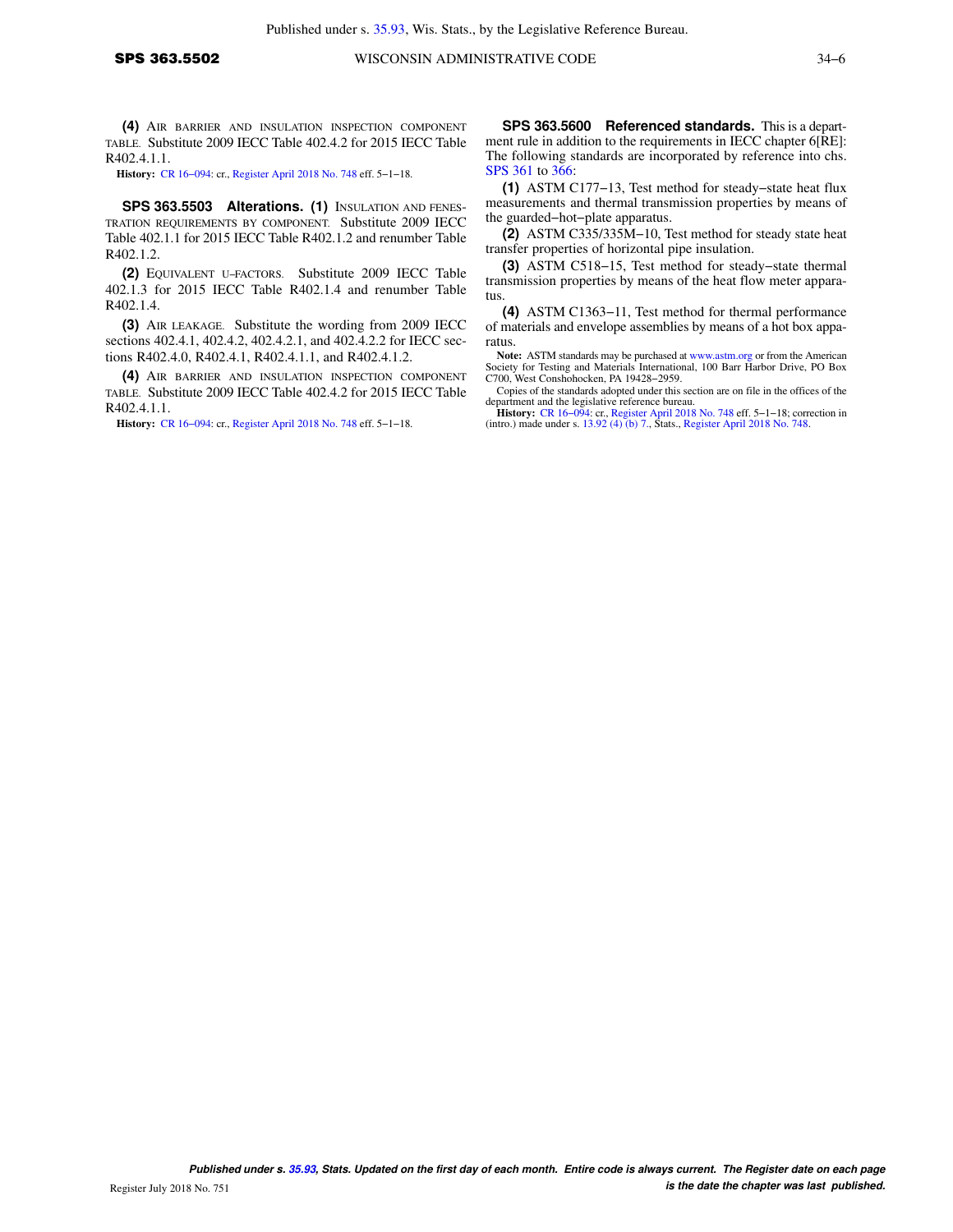**(4)** AIR BARRIER AND INSULATION INSPECTION COMPONENT TABLE. Substitute 2009 IECC Table 402.4.2 for 2015 IECC Table R402.4.1.1.

**History:** CR 16−094: cr., Register April 2018 No. 748 eff. 5−1−18.

**SPS 363.5503 Alterations.** **(1)** INSULATION AND FENESTRATION REQUIREMENTS BY COMPONENT. Substitute 2009 IECC Table 402.1.1 for 2015 IECC Table R402.1.2 and renumber Table R402.1.2.

**(2)** EQUIVALENT U−FACTORS. Substitute 2009 IECC Table 402.1.3 for 2015 IECC Table R402.1.4 and renumber Table R402.1.4.

**(3)** AIR LEAKAGE. Substitute the wording from 2009 IECC sections 402.4.1, 402.4.2, 402.4.2.1, and 402.4.2.2 for IECC sections R402.4.0, R402.4.1, R402.4.1.1, and R402.4.1.2.

**(4)** AIR BARRIER AND INSULATION INSPECTION COMPONENT TABLE. Substitute 2009 IECC Table 402.4.2 for 2015 IECC Table R402.4.1.1.

**History:** CR 16−094: cr., Register April 2018 No. 748 eff. 5−1−18.

**SPS 363.5600 Referenced standards.** This is a department rule in addition to the requirements in IECC chapter 6[RE]: The following standards are incorporated by reference into chs. SPS 361 to 366:

**(1)** ASTM C177−13, Test method for steady−state heat flux measurements and thermal transmission properties by means of the guarded−hot−plate apparatus.

**(2)** ASTM C335/335M−10, Test method for steady state heat transfer properties of horizontal pipe insulation.

**(3)** ASTM C518−15, Test method for steady−state thermal transmission properties by means of the heat flow meter apparatus.

**(4)** ASTM C1363−11, Test method for thermal performance of materials and envelope assemblies by means of a hot box apparatus.

**Note:** ASTM standards may be purchased at www.astm.org or from the American Society for Testing and Materials International, 100 Barr Harbor Drive, PO Box C700, West Conshohocken, PA 19428−2959.

Copies of the standards adopted under this section are on file in the offices of the department and the legislative reference bureau.

**History:** CR 16−094: cr., Register April 2018 No. 748 eff. 5−1−18; correction in (intro.) made under s. 13.92 (4) (b) 7., Stats., Register April 2018 No. 748.